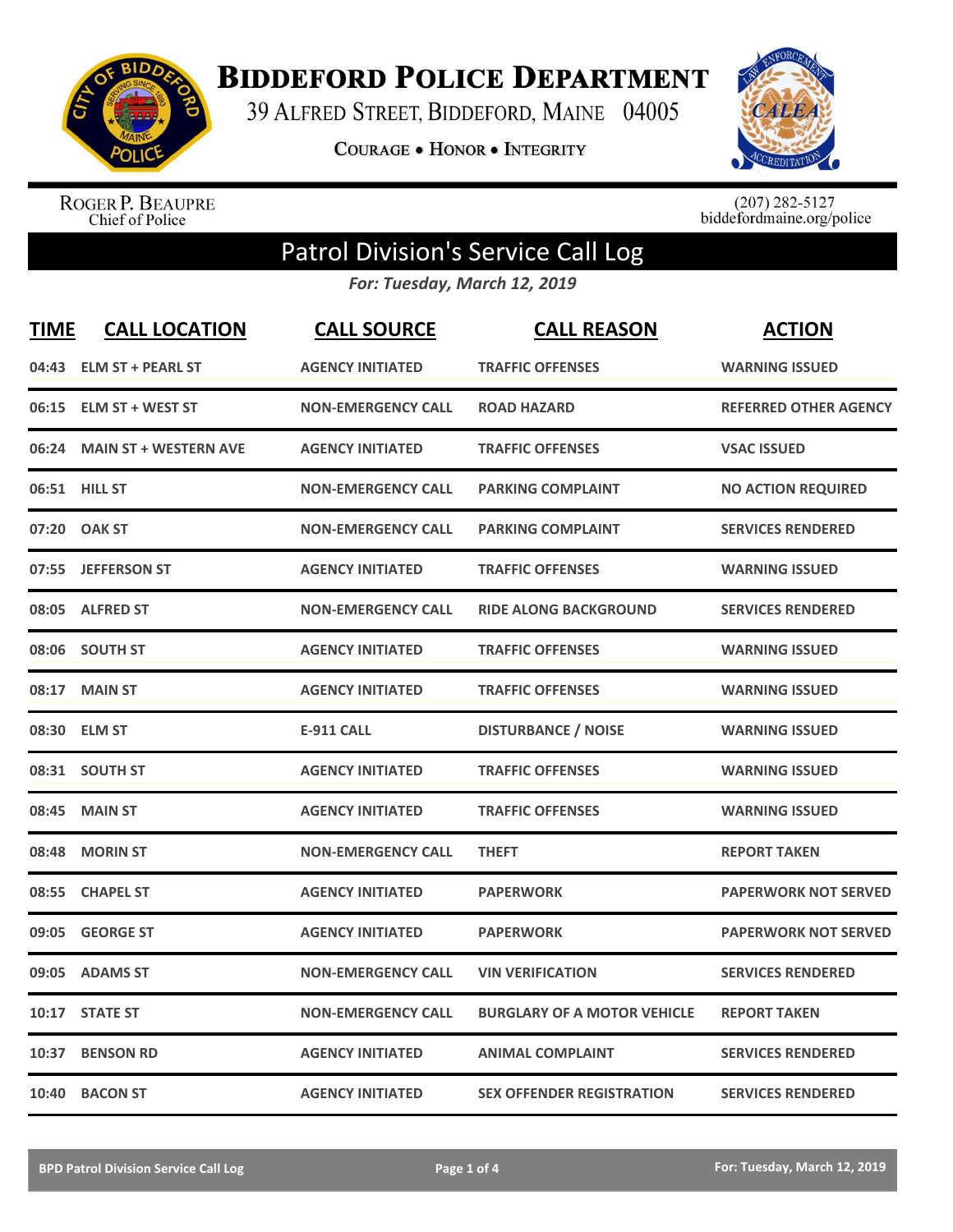# Biddeford Police Department

39 Alfred Street, Biddeford, Maine 04005

**Courage • Honor • Integrity**

Roger P. Beaupre
Chief of Police

(207) 282-5127
biddefordmaine.org/police

## Patrol Division's Service Call Log

*For: Tuesday, March 12, 2019*

| TIME | CALL LOCATION | CALL SOURCE | CALL REASON | ACTION |
|---|---|---|---|---|
| 04:43 | ELM ST + PEARL ST | AGENCY INITIATED | TRAFFIC OFFENSES | WARNING ISSUED |
| 06:15 | ELM ST + WEST ST | NON-EMERGENCY CALL | ROAD HAZARD | REFERRED OTHER AGENCY |
| 06:24 | MAIN ST + WESTERN AVE | AGENCY INITIATED | TRAFFIC OFFENSES | VSAC ISSUED |
| 06:51 | HILL ST | NON-EMERGENCY CALL | PARKING COMPLAINT | NO ACTION REQUIRED |
| 07:20 | OAK ST | NON-EMERGENCY CALL | PARKING COMPLAINT | SERVICES RENDERED |
| 07:55 | JEFFERSON ST | AGENCY INITIATED | TRAFFIC OFFENSES | WARNING ISSUED |
| 08:05 | ALFRED ST | NON-EMERGENCY CALL | RIDE ALONG BACKGROUND | SERVICES RENDERED |
| 08:06 | SOUTH ST | AGENCY INITIATED | TRAFFIC OFFENSES | WARNING ISSUED |
| 08:17 | MAIN ST | AGENCY INITIATED | TRAFFIC OFFENSES | WARNING ISSUED |
| 08:30 | ELM ST | E-911 CALL | DISTURBANCE / NOISE | WARNING ISSUED |
| 08:31 | SOUTH ST | AGENCY INITIATED | TRAFFIC OFFENSES | WARNING ISSUED |
| 08:45 | MAIN ST | AGENCY INITIATED | TRAFFIC OFFENSES | WARNING ISSUED |
| 08:48 | MORIN ST | NON-EMERGENCY CALL | THEFT | REPORT TAKEN |
| 08:55 | CHAPEL ST | AGENCY INITIATED | PAPERWORK | PAPERWORK NOT SERVED |
| 09:05 | GEORGE ST | AGENCY INITIATED | PAPERWORK | PAPERWORK NOT SERVED |
| 09:05 | ADAMS ST | NON-EMERGENCY CALL | VIN VERIFICATION | SERVICES RENDERED |
| 10:17 | STATE ST | NON-EMERGENCY CALL | BURGLARY OF A MOTOR VEHICLE | REPORT TAKEN |
| 10:37 | BENSON RD | AGENCY INITIATED | ANIMAL COMPLAINT | SERVICES RENDERED |
| 10:40 | BACON ST | AGENCY INITIATED | SEX OFFENDER REGISTRATION | SERVICES RENDERED |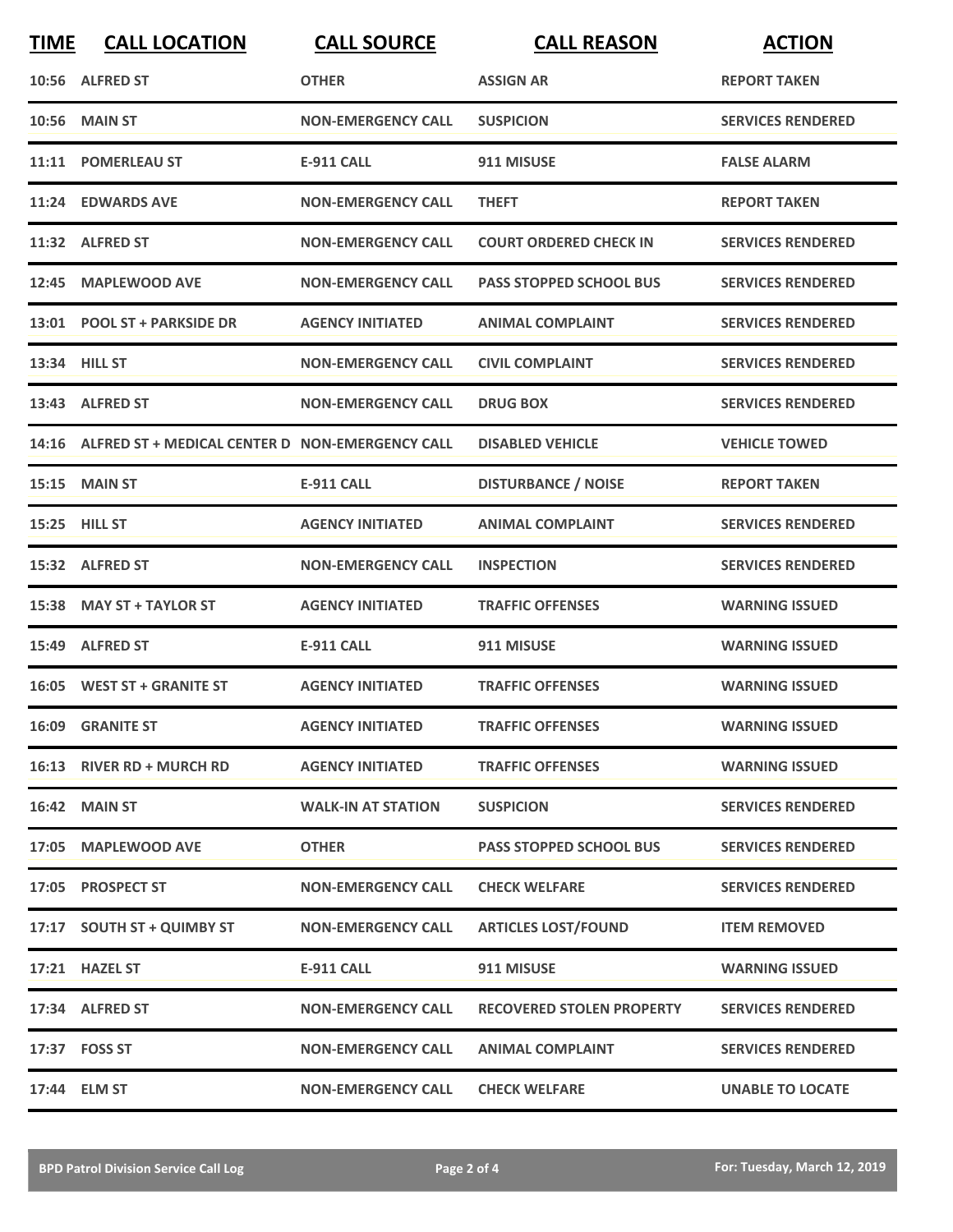| TIME | CALL LOCATION | CALL SOURCE | CALL REASON | ACTION |
|---|---|---|---|---|
| 10:56 | ALFRED ST | OTHER | ASSIGN AR | REPORT TAKEN |
| 10:56 | MAIN ST | NON-EMERGENCY CALL | SUSPICION | SERVICES RENDERED |
| 11:11 | POMERLEAU ST | E-911 CALL | 911 MISUSE | FALSE ALARM |
| 11:24 | EDWARDS AVE | NON-EMERGENCY CALL | THEFT | REPORT TAKEN |
| 11:32 | ALFRED ST | NON-EMERGENCY CALL | COURT ORDERED CHECK IN | SERVICES RENDERED |
| 12:45 | MAPLEWOOD AVE | NON-EMERGENCY CALL | PASS STOPPED SCHOOL BUS | SERVICES RENDERED |
| 13:01 | POOL ST + PARKSIDE DR | AGENCY INITIATED | ANIMAL COMPLAINT | SERVICES RENDERED |
| 13:34 | HILL ST | NON-EMERGENCY CALL | CIVIL COMPLAINT | SERVICES RENDERED |
| 13:43 | ALFRED ST | NON-EMERGENCY CALL | DRUG BOX | SERVICES RENDERED |
| 14:16 | ALFRED ST + MEDICAL CENTER D | NON-EMERGENCY CALL | DISABLED VEHICLE | VEHICLE TOWED |
| 15:15 | MAIN ST | E-911 CALL | DISTURBANCE / NOISE | REPORT TAKEN |
| 15:25 | HILL ST | AGENCY INITIATED | ANIMAL COMPLAINT | SERVICES RENDERED |
| 15:32 | ALFRED ST | NON-EMERGENCY CALL | INSPECTION | SERVICES RENDERED |
| 15:38 | MAY ST + TAYLOR ST | AGENCY INITIATED | TRAFFIC OFFENSES | WARNING ISSUED |
| 15:49 | ALFRED ST | E-911 CALL | 911 MISUSE | WARNING ISSUED |
| 16:05 | WEST ST + GRANITE ST | AGENCY INITIATED | TRAFFIC OFFENSES | WARNING ISSUED |
| 16:09 | GRANITE ST | AGENCY INITIATED | TRAFFIC OFFENSES | WARNING ISSUED |
| 16:13 | RIVER RD + MURCH RD | AGENCY INITIATED | TRAFFIC OFFENSES | WARNING ISSUED |
| 16:42 | MAIN ST | WALK-IN AT STATION | SUSPICION | SERVICES RENDERED |
| 17:05 | MAPLEWOOD AVE | OTHER | PASS STOPPED SCHOOL BUS | SERVICES RENDERED |
| 17:05 | PROSPECT ST | NON-EMERGENCY CALL | CHECK WELFARE | SERVICES RENDERED |
| 17:17 | SOUTH ST + QUIMBY ST | NON-EMERGENCY CALL | ARTICLES LOST/FOUND | ITEM REMOVED |
| 17:21 | HAZEL ST | E-911 CALL | 911 MISUSE | WARNING ISSUED |
| 17:34 | ALFRED ST | NON-EMERGENCY CALL | RECOVERED STOLEN PROPERTY | SERVICES RENDERED |
| 17:37 | FOSS ST | NON-EMERGENCY CALL | ANIMAL COMPLAINT | SERVICES RENDERED |
| 17:44 | ELM ST | NON-EMERGENCY CALL | CHECK WELFARE | UNABLE TO LOCATE |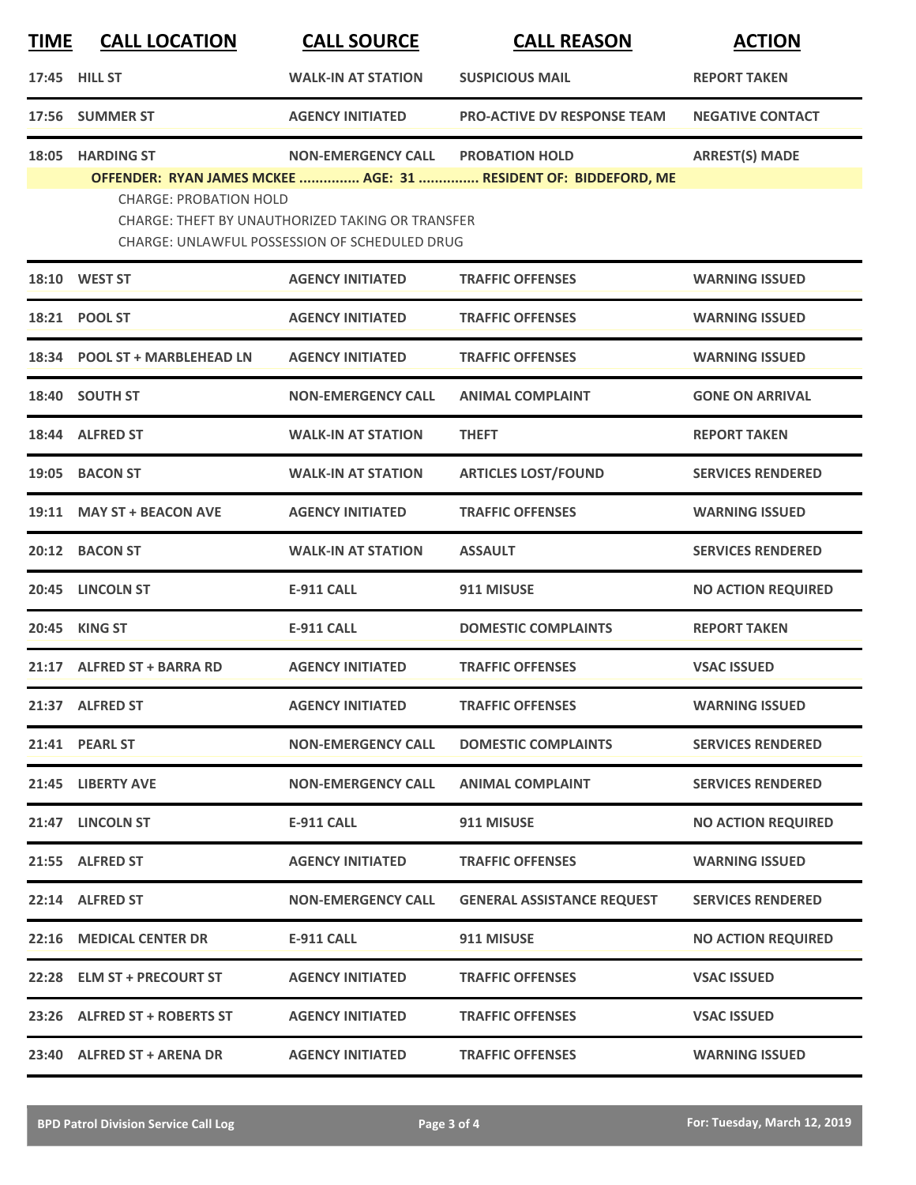| TIME | CALL LOCATION | CALL SOURCE | CALL REASON | ACTION |
|---|---|---|---|---|
| 17:45 | HILL ST | WALK-IN AT STATION | SUSPICIOUS MAIL | REPORT TAKEN |
| 17:56 | SUMMER ST | AGENCY INITIATED | PRO-ACTIVE DV RESPONSE TEAM | NEGATIVE CONTACT |
| 18:05 | HARDING ST | NON-EMERGENCY CALL | PROBATION HOLD | ARREST(S) MADE |

**OFFENDER: RYAN JAMES MCKEE ............... AGE: 31 ............... RESIDENT OF: BIDDEFORD, ME**

CHARGE: PROBATION HOLD
CHARGE: THEFT BY UNAUTHORIZED TAKING OR TRANSFER
CHARGE: UNLAWFUL POSSESSION OF SCHEDULED DRUG

| TIME | CALL LOCATION | CALL SOURCE | CALL REASON | ACTION |
|---|---|---|---|---|
| 18:10 | WEST ST | AGENCY INITIATED | TRAFFIC OFFENSES | WARNING ISSUED |
| 18:21 | POOL ST | AGENCY INITIATED | TRAFFIC OFFENSES | WARNING ISSUED |
| 18:34 | POOL ST + MARBLEHEAD LN | AGENCY INITIATED | TRAFFIC OFFENSES | WARNING ISSUED |
| 18:40 | SOUTH ST | NON-EMERGENCY CALL | ANIMAL COMPLAINT | GONE ON ARRIVAL |
| 18:44 | ALFRED ST | WALK-IN AT STATION | THEFT | REPORT TAKEN |
| 19:05 | BACON ST | WALK-IN AT STATION | ARTICLES LOST/FOUND | SERVICES RENDERED |
| 19:11 | MAY ST + BEACON AVE | AGENCY INITIATED | TRAFFIC OFFENSES | WARNING ISSUED |
| 20:12 | BACON ST | WALK-IN AT STATION | ASSAULT | SERVICES RENDERED |
| 20:45 | LINCOLN ST | E-911 CALL | 911 MISUSE | NO ACTION REQUIRED |
| 20:45 | KING ST | E-911 CALL | DOMESTIC COMPLAINTS | REPORT TAKEN |
| 21:17 | ALFRED ST + BARRA RD | AGENCY INITIATED | TRAFFIC OFFENSES | VSAC ISSUED |
| 21:37 | ALFRED ST | AGENCY INITIATED | TRAFFIC OFFENSES | WARNING ISSUED |
| 21:41 | PEARL ST | NON-EMERGENCY CALL | DOMESTIC COMPLAINTS | SERVICES RENDERED |
| 21:45 | LIBERTY AVE | NON-EMERGENCY CALL | ANIMAL COMPLAINT | SERVICES RENDERED |
| 21:47 | LINCOLN ST | E-911 CALL | 911 MISUSE | NO ACTION REQUIRED |
| 21:55 | ALFRED ST | AGENCY INITIATED | TRAFFIC OFFENSES | WARNING ISSUED |
| 22:14 | ALFRED ST | NON-EMERGENCY CALL | GENERAL ASSISTANCE REQUEST | SERVICES RENDERED |
| 22:16 | MEDICAL CENTER DR | E-911 CALL | 911 MISUSE | NO ACTION REQUIRED |
| 22:28 | ELM ST + PRECOURT ST | AGENCY INITIATED | TRAFFIC OFFENSES | VSAC ISSUED |
| 23:26 | ALFRED ST + ROBERTS ST | AGENCY INITIATED | TRAFFIC OFFENSES | VSAC ISSUED |
| 23:40 | ALFRED ST + ARENA DR | AGENCY INITIATED | TRAFFIC OFFENSES | WARNING ISSUED |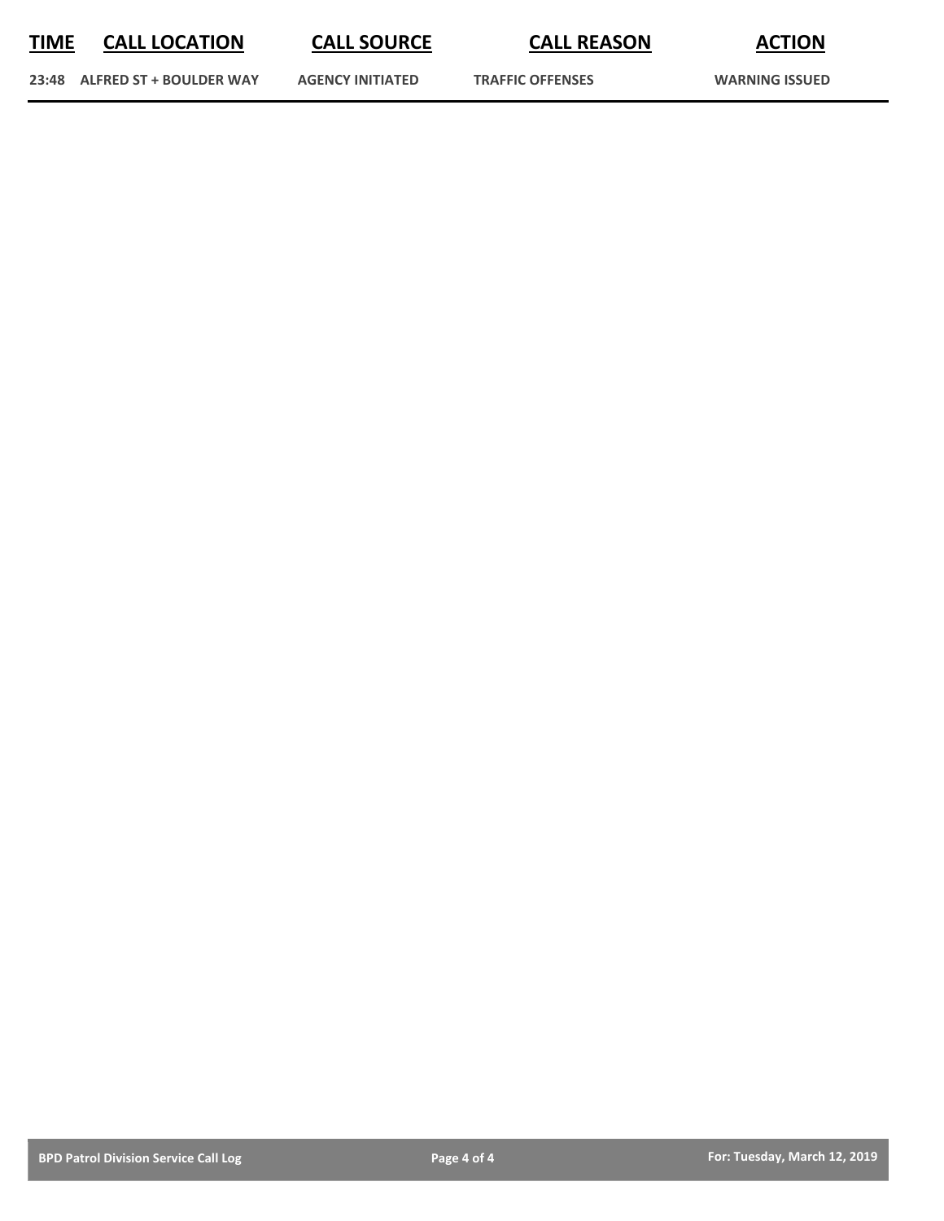| TIME | CALL LOCATION | CALL SOURCE | CALL REASON | ACTION |
|---|---|---|---|---|
| 23:48 | ALFRED ST + BOULDER WAY | AGENCY INITIATED | TRAFFIC OFFENSES | WARNING ISSUED |